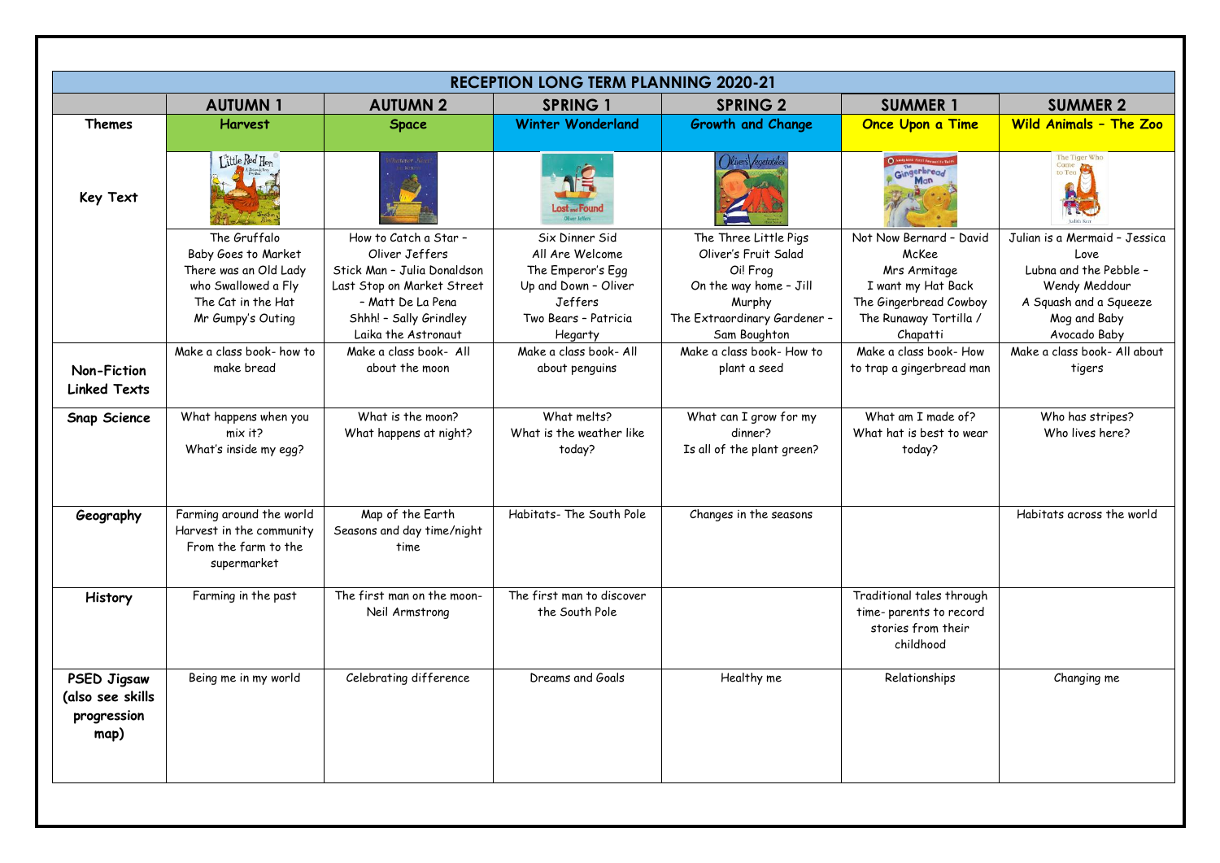# RECEPTION LONG TERM PLANNING 2020-21

| | AUTUMN 1 | AUTUMN 2 | SPRING 1 | SPRING 2 | SUMMER 1 | SUMMER 2 |
|---|---|---|---|---|---|---|
| Themes | Harvest | Space | Winter Wonderland | Growth and Change | Once Upon a Time | Wild Animals – The Zoo |
| Key Text | Little Red Hen | Whatever Next! | Lost and Found – Oliver Jeffers | Oliver's Vegetables | The Gingerbread Man | The Tiger Who Came to Tea – Judith Kerr |
| | The Gruffalo<br>Baby Goes to Market<br>There was an Old Lady who Swallowed a Fly<br>The Cat in the Hat<br>Mr Gumpy's Outing | How to Catch a Star – Oliver Jeffers<br>Stick Man – Julia Donaldson<br>Last Stop on Market Street – Matt De La Pena<br>Shhh! – Sally Grindley<br>Laika the Astronaut | Six Dinner Sid<br>All Are Welcome<br>The Emperor's Egg<br>Up and Down – Oliver Jeffers<br>Two Bears – Patricia Hegarty | The Three Little Pigs<br>Oliver's Fruit Salad<br>Oi! Frog<br>On the way home – Jill Murphy<br>The Extraordinary Gardener – Sam Boughton | Not Now Bernard – David McKee<br>Mrs Armitage<br>I want my Hat Back<br>The Gingerbread Cowboy<br>The Runaway Tortilla / Chapatti | Julian is a Mermaid – Jessica Love<br>Lubna and the Pebble – Wendy Meddour<br>A Squash and a Squeeze<br>Mog and Baby<br>Avocado Baby |
| Non-Fiction Linked Texts | Make a class book- how to make bread | Make a class book- All about the moon | Make a class book- All about penguins | Make a class book- How to plant a seed | Make a class book- How to trap a gingerbread man | Make a class book- All about tigers |
| Snap Science | What happens when you mix it?<br>What's inside my egg? | What is the moon?<br>What happens at night? | What melts?<br>What is the weather like today? | What can I grow for my dinner?<br>Is all of the plant green? | What am I made of?<br>What hat is best to wear today? | Who has stripes?<br>Who lives here? |
| Geography | Farming around the world<br>Harvest in the community<br>From the farm to the supermarket | Map of the Earth<br>Seasons and day time/night time | Habitats- The South Pole | Changes in the seasons | | Habitats across the world |
| History | Farming in the past | The first man on the moon- Neil Armstrong | The first man to discover the South Pole | | Traditional tales through time- parents to record stories from their childhood | |
| PSED Jigsaw (also see skills progression map) | Being me in my world | Celebrating difference | Dreams and Goals | Healthy me | Relationships | Changing me |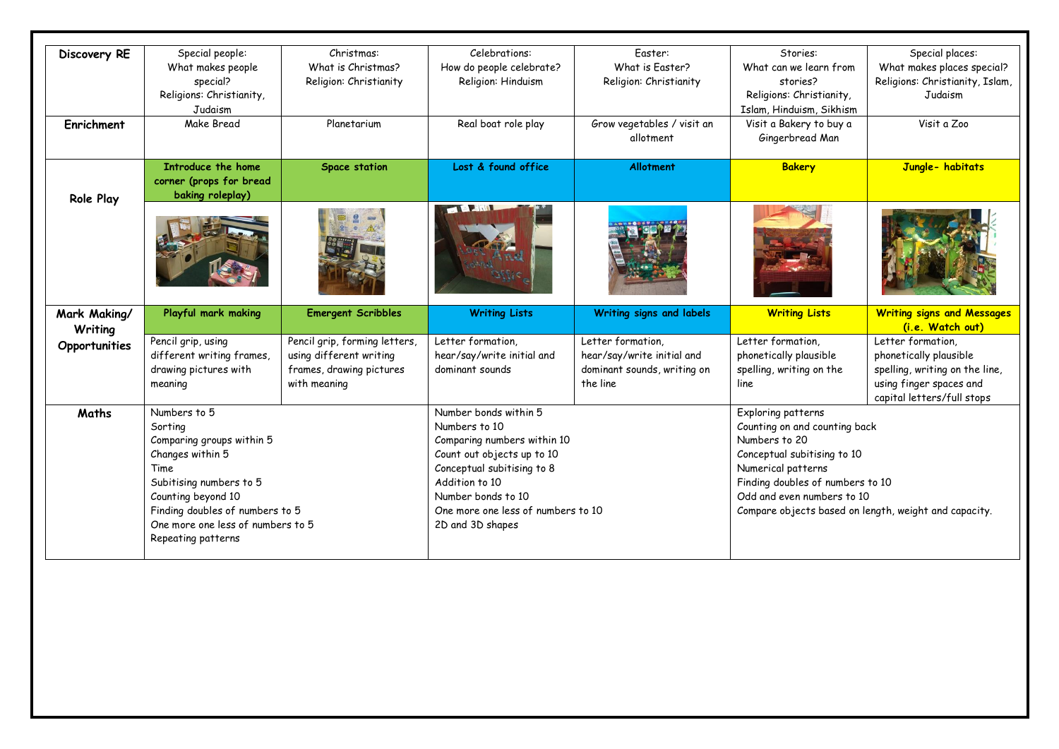| | | | | | | |
|---|---|---|---|---|---|---|
| **Discovery RE** | Special people: What makes people special? Religions: Christianity, Judaism | Christmas: What is Christmas? Religion: Christianity | Celebrations: How do people celebrate? Religion: Hinduism | Easter: What is Easter? Religion: Christianity | Stories: What can we learn from stories? Religions: Christianity, Islam, Hinduism, Sikhism | Special places: What makes places special? Religions: Christianity, Islam, Judaism |
| **Enrichment** | Make Bread | Planetarium | Real boat role play | Grow vegetables / visit an allotment | Visit a Bakery to buy a Gingerbread Man | Visit a Zoo |
| **Role Play** | **Introduce the home corner (props for bread baking roleplay)** | **Space station** | **Lost & found office** | **Allotment** | **Bakery** | **Jungle- habitats** |
| **Mark Making/ Writing Opportunities** | **Playful mark making** | **Emergent Scribbles** | **Writing Lists** | **Writing signs and labels** | **Writing Lists** | **Writing signs and Messages (i.e. Watch out)** |
| | Pencil grip, using different writing frames, drawing pictures with meaning | Pencil grip, forming letters, using different writing frames, drawing pictures with meaning | Letter formation, hear/say/write initial and dominant sounds | Letter formation, hear/say/write initial and dominant sounds, writing on the line | Letter formation, phonetically plausible spelling, writing on the line | Letter formation, phonetically plausible spelling, writing on the line, using finger spaces and capital letters/full stops |
| **Maths** | Numbers to 5<br>Sorting<br>Comparing groups within 5<br>Changes within 5<br>Time<br>Subitising numbers to 5<br>Counting beyond 10<br>Finding doubles of numbers to 5<br>One more one less of numbers to 5<br>Repeating patterns | | Number bonds within 5<br>Numbers to 10<br>Comparing numbers within 10<br>Count out objects up to 10<br>Conceptual subitising to 8<br>Addition to 10<br>Number bonds to 10<br>One more one less of numbers to 10<br>2D and 3D shapes | | Exploring patterns<br>Counting on and counting back<br>Numbers to 20<br>Conceptual subitising to 10<br>Numerical patterns<br>Finding doubles of numbers to 10<br>Odd and even numbers to 10<br>Compare objects based on length, weight and capacity. | |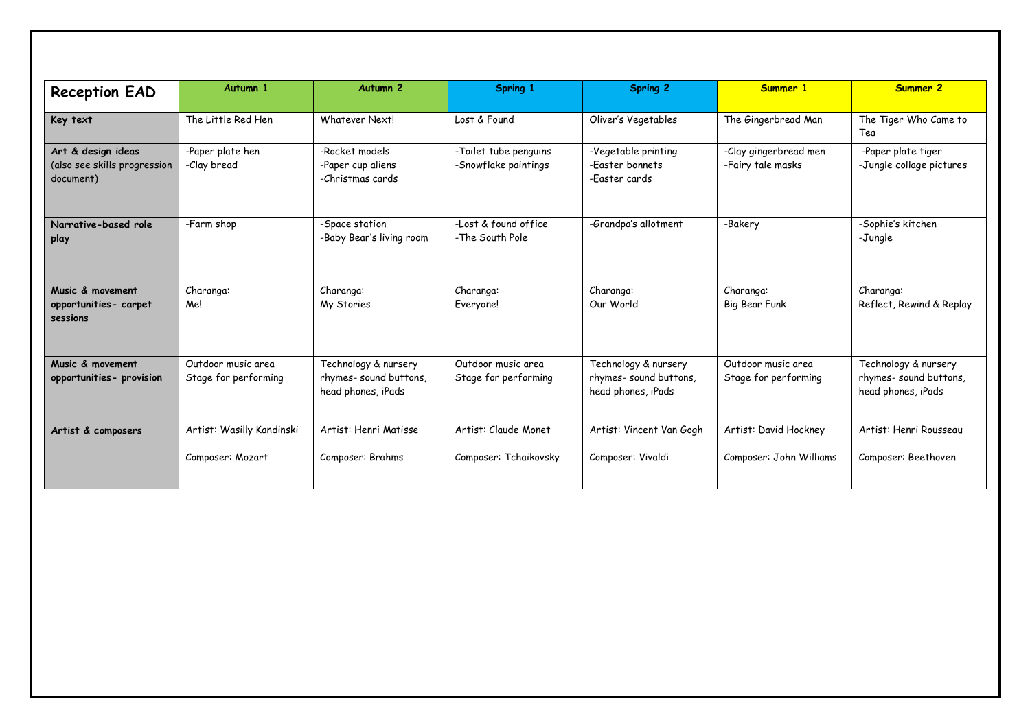| Reception EAD | Autumn 1 | Autumn 2 | Spring 1 | Spring 2 | Summer 1 | Summer 2 |
|---|---|---|---|---|---|---|
| **Key text** | The Little Red Hen | Whatever Next! | Lost & Found | Oliver's Vegetables | The Gingerbread Man | The Tiger Who Came to Tea |
| **Art & design ideas** (also see skills progression document) | -Paper plate hen<br>-Clay bread | -Rocket models<br>-Paper cup aliens<br>-Christmas cards | -Toilet tube penguins<br>-Snowflake paintings | -Vegetable printing<br>-Easter bonnets<br>-Easter cards | -Clay gingerbread men<br>-Fairy tale masks | -Paper plate tiger<br>-Jungle collage pictures |
| **Narrative-based role play** | -Farm shop | -Space station<br>-Baby Bear's living room | -Lost & found office<br>-The South Pole | -Grandpa's allotment | -Bakery | -Sophie's kitchen<br>-Jungle |
| **Music & movement opportunities- carpet sessions** | Charanga:<br>Me! | Charanga:<br>My Stories | Charanga:<br>Everyone! | Charanga:<br>Our World | Charanga:<br>Big Bear Funk | Charanga:<br>Reflect, Rewind & Replay |
| **Music & movement opportunities- provision** | Outdoor music area<br>Stage for performing | Technology & nursery rhymes- sound buttons, head phones, iPads | Outdoor music area<br>Stage for performing | Technology & nursery rhymes- sound buttons, head phones, iPads | Outdoor music area<br>Stage for performing | Technology & nursery rhymes- sound buttons, head phones, iPads |
| **Artist & composers** | Artist: Wasilly Kandinski<br><br>Composer: Mozart | Artist: Henri Matisse<br><br>Composer: Brahms | Artist: Claude Monet<br><br>Composer: Tchaikovsky | Artist: Vincent Van Gogh<br><br>Composer: Vivaldi | Artist: David Hockney<br><br>Composer: John Williams | Artist: Henri Rousseau<br><br>Composer: Beethoven |